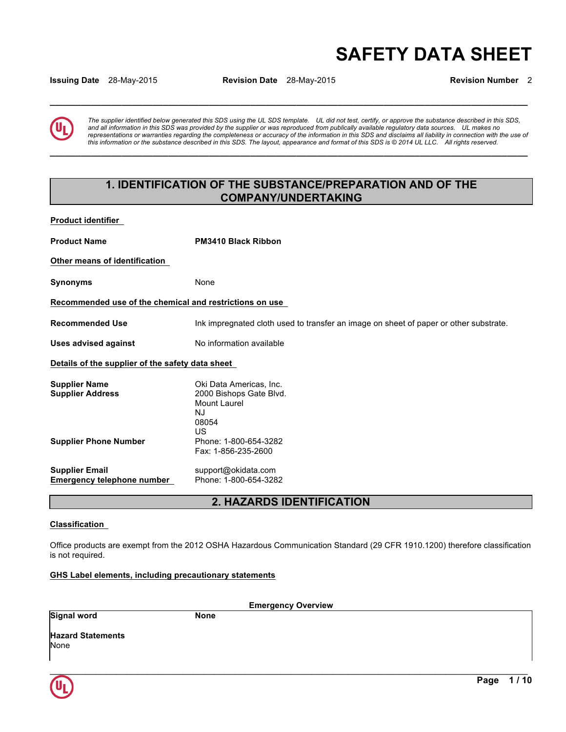# SAFETY DATA SHEET

**Issuing Date** 28-May-2015 **Revision Date** 28-May-2015 **Revision Number** 2

*The supplier identified below generated this SDS using the UL SDS template. UL did not test, certify, or approve the substance described in this SDS, and all information in this SDS was provided by the supplier or was reproduced from publically available regulatory data sources. UL makes no representations or warranties regarding the completeness or accuracy of the information in this SDS and disclaims all liability in connection with the use of this information or the substance described in this SDS. The layout, appearance and format of this SDS is © 2014 UL LLC. All rights reserved.*

## 1. IDENTIFICATION OF THE SUBSTANCE/PREPARATION AND OF THE COMPANY/UNDERTAKING

**Product identifier**

**Product Name** **PM3410 Black Ribbon**

**Other means of identification**

**Synonyms** None

**Recommended use of the chemical and restrictions on use**

**Recommended Use** Ink impregnated cloth used to transfer an image on sheet of paper or other substrate.

**Uses advised against** No information available

**Details of the supplier of the safety data sheet**

**Supplier Name** Oki Data Americas, Inc.
**Supplier Address** 2000 Bishops Gate Blvd.
Mount Laurel
NJ
08054
US

**Supplier Phone Number** Phone: 1-800-654-3282
Fax: 1-856-235-2600

**Supplier Email** support@okidata.com
**Emergency telephone number** Phone: 1-800-654-3282

## 2. HAZARDS IDENTIFICATION

**Classification**

Office products are exempt from the 2012 OSHA Hazardous Communication Standard (29 CFR 1910.1200) therefore classification is not required.

**GHS Label elements, including precautionary statements**

**Emergency Overview**

**Signal word** **None**

**Hazard Statements**
None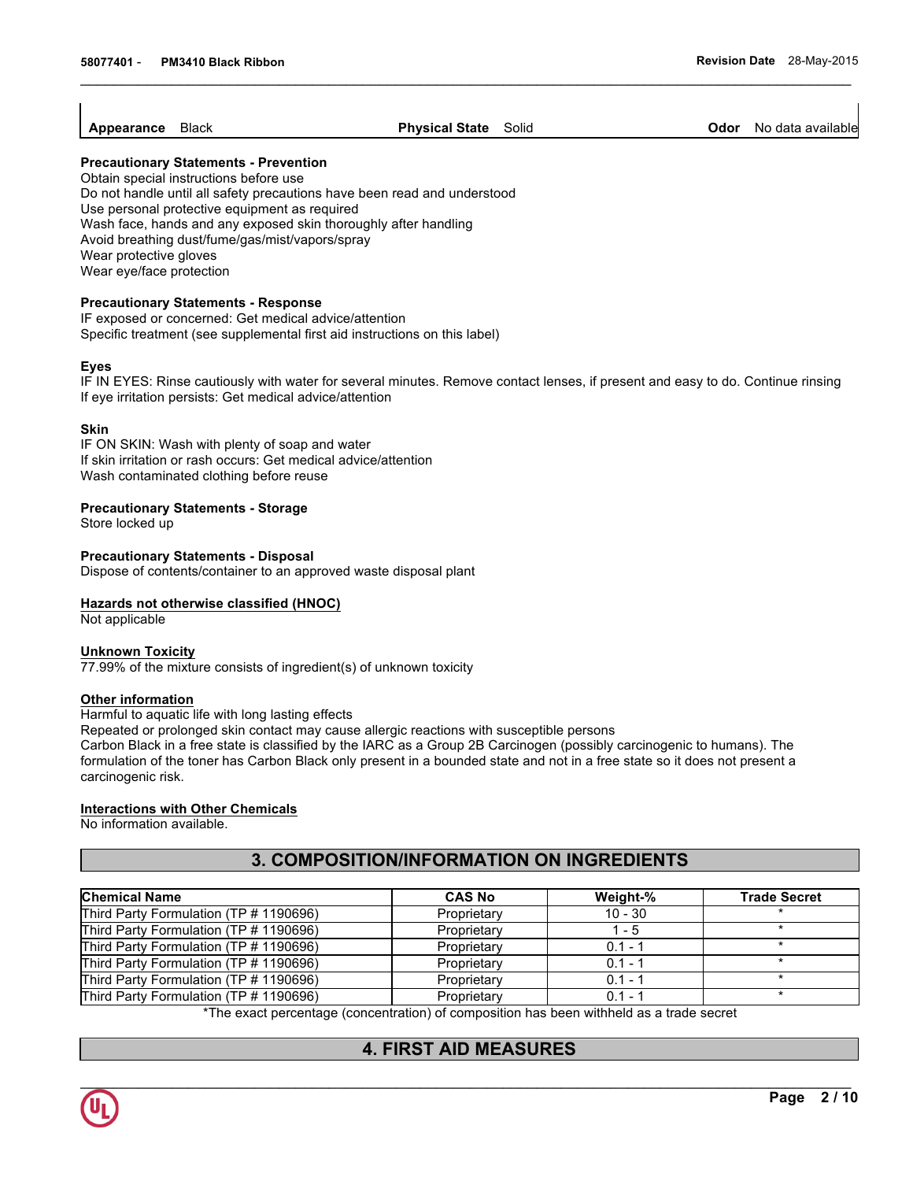| Appearance | Black | Physical State | Solid | Odor | No data available |
| --- | --- | --- | --- | --- | --- |

**Precautionary Statements - Prevention**
Obtain special instructions before use
Do not handle until all safety precautions have been read and understood
Use personal protective equipment as required
Wash face, hands and any exposed skin thoroughly after handling
Avoid breathing dust/fume/gas/mist/vapors/spray
Wear protective gloves
Wear eye/face protection

**Precautionary Statements - Response**
IF exposed or concerned: Get medical advice/attention
Specific treatment (see supplemental first aid instructions on this label)

**Eyes**
IF IN EYES: Rinse cautiously with water for several minutes. Remove contact lenses, if present and easy to do. Continue rinsing
If eye irritation persists: Get medical advice/attention

**Skin**
IF ON SKIN: Wash with plenty of soap and water
If skin irritation or rash occurs: Get medical advice/attention
Wash contaminated clothing before reuse

**Precautionary Statements - Storage**
Store locked up

**Precautionary Statements - Disposal**
Dispose of contents/container to an approved waste disposal plant

**Hazards not otherwise classified (HNOC)**
Not applicable

**Unknown Toxicity**
77.99% of the mixture consists of ingredient(s) of unknown toxicity

**Other information**
Harmful to aquatic life with long lasting effects
Repeated or prolonged skin contact may cause allergic reactions with susceptible persons
Carbon Black in a free state is classified by the IARC as a Group 2B Carcinogen (possibly carcinogenic to humans). The formulation of the toner has Carbon Black only present in a bounded state and not in a free state so it does not present a carcinogenic risk.

**Interactions with Other Chemicals**
No information available.

## 3. COMPOSITION/INFORMATION ON INGREDIENTS

| Chemical Name | CAS No | Weight-% | Trade Secret |
| --- | --- | --- | --- |
| Third Party Formulation (TP # 1190696) | Proprietary | 10 - 30 | * |
| Third Party Formulation (TP # 1190696) | Proprietary | 1 - 5 | * |
| Third Party Formulation (TP # 1190696) | Proprietary | 0.1 - 1 | * |
| Third Party Formulation (TP # 1190696) | Proprietary | 0.1 - 1 | * |
| Third Party Formulation (TP # 1190696) | Proprietary | 0.1 - 1 | * |
| Third Party Formulation (TP # 1190696) | Proprietary | 0.1 - 1 | * |

*The exact percentage (concentration) of composition has been withheld as a trade secret

## 4. FIRST AID MEASURES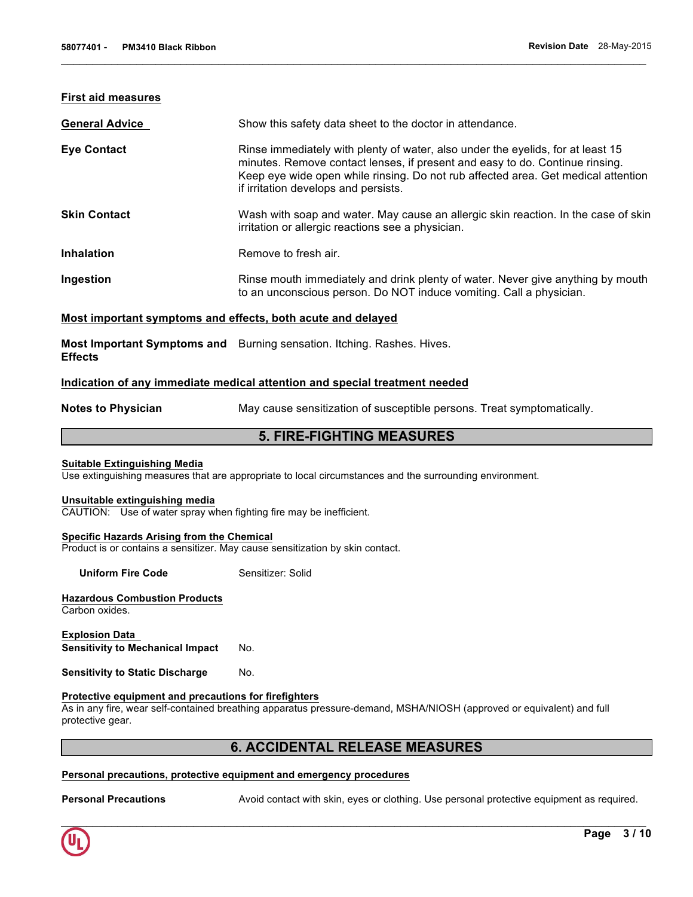### First aid measures

| | |
|---|---|
| **General Advice** | Show this safety data sheet to the doctor in attendance. |
| **Eye Contact** | Rinse immediately with plenty of water, also under the eyelids, for at least 15 minutes. Remove contact lenses, if present and easy to do. Continue rinsing. Keep eye wide open while rinsing. Do not rub affected area. Get medical attention if irritation develops and persists. |
| **Skin Contact** | Wash with soap and water. May cause an allergic skin reaction. In the case of skin irritation or allergic reactions see a physician. |
| **Inhalation** | Remove to fresh air. |
| **Ingestion** | Rinse mouth immediately and drink plenty of water. Never give anything by mouth to an unconscious person. Do NOT induce vomiting. Call a physician. |

### Most important symptoms and effects, both acute and delayed

**Most Important Symptoms and Effects** Burning sensation. Itching. Rashes. Hives.

### Indication of any immediate medical attention and special treatment needed

**Notes to Physician** May cause sensitization of susceptible persons. Treat symptomatically.

## 5. FIRE-FIGHTING MEASURES

### Suitable Extinguishing Media
Use extinguishing measures that are appropriate to local circumstances and the surrounding environment.

### Unsuitable extinguishing media
CAUTION: Use of water spray when fighting fire may be inefficient.

### Specific Hazards Arising from the Chemical
Product is or contains a sensitizer. May cause sensitization by skin contact.

**Uniform Fire Code** Sensitizer: Solid

### Hazardous Combustion Products
Carbon oxides.

### Explosion Data
**Sensitivity to Mechanical Impact** No.

**Sensitivity to Static Discharge** No.

### Protective equipment and precautions for firefighters
As in any fire, wear self-contained breathing apparatus pressure-demand, MSHA/NIOSH (approved or equivalent) and full protective gear.

## 6. ACCIDENTAL RELEASE MEASURES

### Personal precautions, protective equipment and emergency procedures

**Personal Precautions** Avoid contact with skin, eyes or clothing. Use personal protective equipment as required.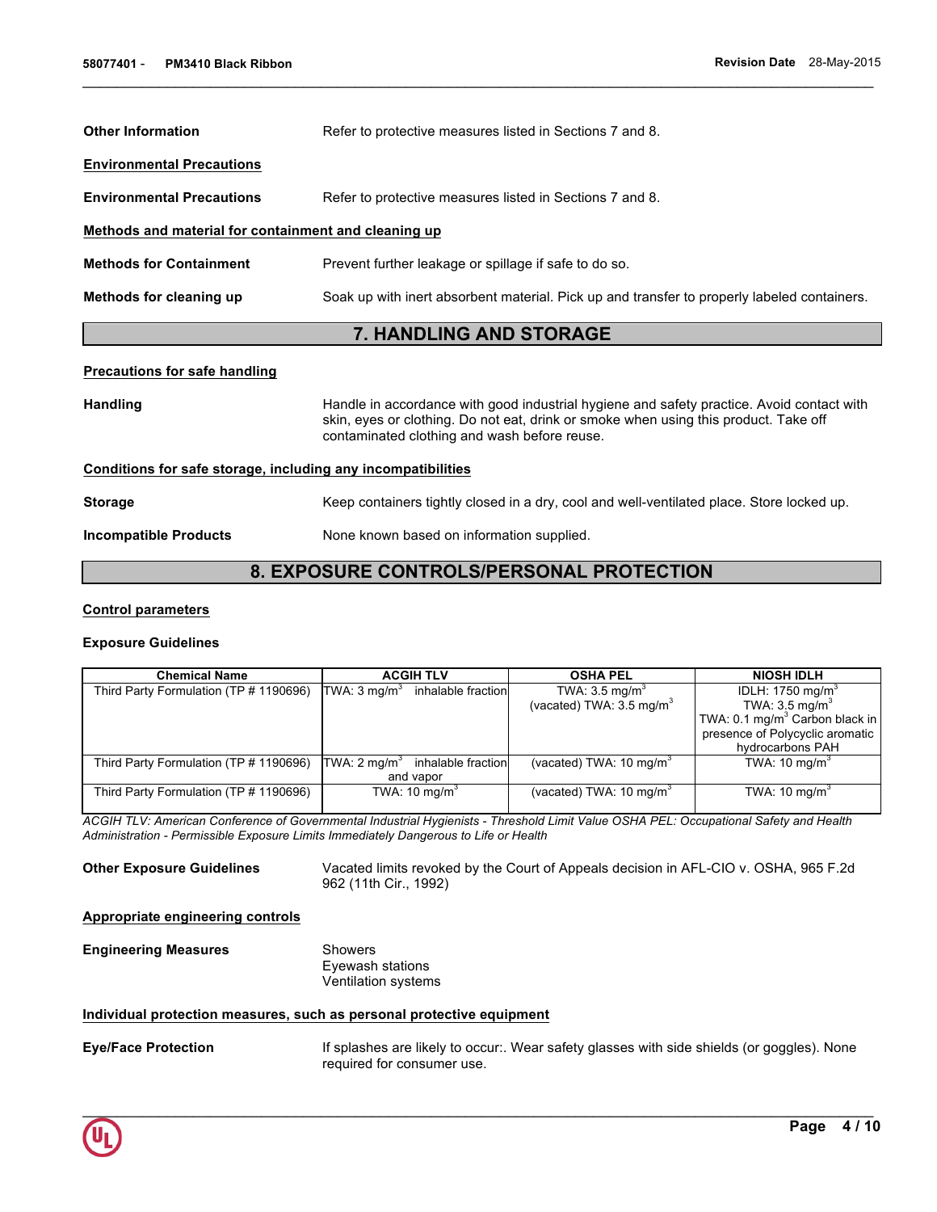**Other Information** Refer to protective measures listed in Sections 7 and 8.

**Environmental Precautions**

**Environmental Precautions** Refer to protective measures listed in Sections 7 and 8.

**Methods and material for containment and cleaning up**

**Methods for Containment** Prevent further leakage or spillage if safe to do so.

**Methods for cleaning up** Soak up with inert absorbent material. Pick up and transfer to properly labeled containers.

## 7. HANDLING AND STORAGE

**Precautions for safe handling**

**Handling** Handle in accordance with good industrial hygiene and safety practice. Avoid contact with skin, eyes or clothing. Do not eat, drink or smoke when using this product. Take off contaminated clothing and wash before reuse.

**Conditions for safe storage, including any incompatibilities**

**Storage** Keep containers tightly closed in a dry, cool and well-ventilated place. Store locked up.

**Incompatible Products** None known based on information supplied.

## 8. EXPOSURE CONTROLS/PERSONAL PROTECTION

**Control parameters**

**Exposure Guidelines**

| Chemical Name | ACGIH TLV | OSHA PEL | NIOSH IDLH |
|---|---|---|---|
| Third Party Formulation (TP # 1190696) | TWA: 3 mg/m$^3$ inhalable fraction | TWA: 3.5 mg/m$^3$<br>(vacated) TWA: 3.5 mg/m$^3$ | IDLH: 1750 mg/m$^3$<br>TWA: 3.5 mg/m$^3$<br>TWA: 0.1 mg/m$^3$ Carbon black in presence of Polycyclic aromatic hydrocarbons PAH |
| Third Party Formulation (TP # 1190696) | TWA: 2 mg/m$^3$ inhalable fraction and vapor | (vacated) TWA: 10 mg/m$^3$ | TWA: 10 mg/m$^3$ |
| Third Party Formulation (TP # 1190696) | TWA: 10 mg/m$^3$ | (vacated) TWA: 10 mg/m$^3$ | TWA: 10 mg/m$^3$ |

*ACGIH TLV: American Conference of Governmental Industrial Hygienists - Threshold Limit Value OSHA PEL: Occupational Safety and Health Administration - Permissible Exposure Limits Immediately Dangerous to Life or Health*

**Other Exposure Guidelines** Vacated limits revoked by the Court of Appeals decision in AFL-CIO v. OSHA, 965 F.2d 962 (11th Cir., 1992)

**Appropriate engineering controls**

**Engineering Measures**
Showers
Eyewash stations
Ventilation systems

**Individual protection measures, such as personal protective equipment**

**Eye/Face Protection** If splashes are likely to occur:. Wear safety glasses with side shields (or goggles). None required for consumer use.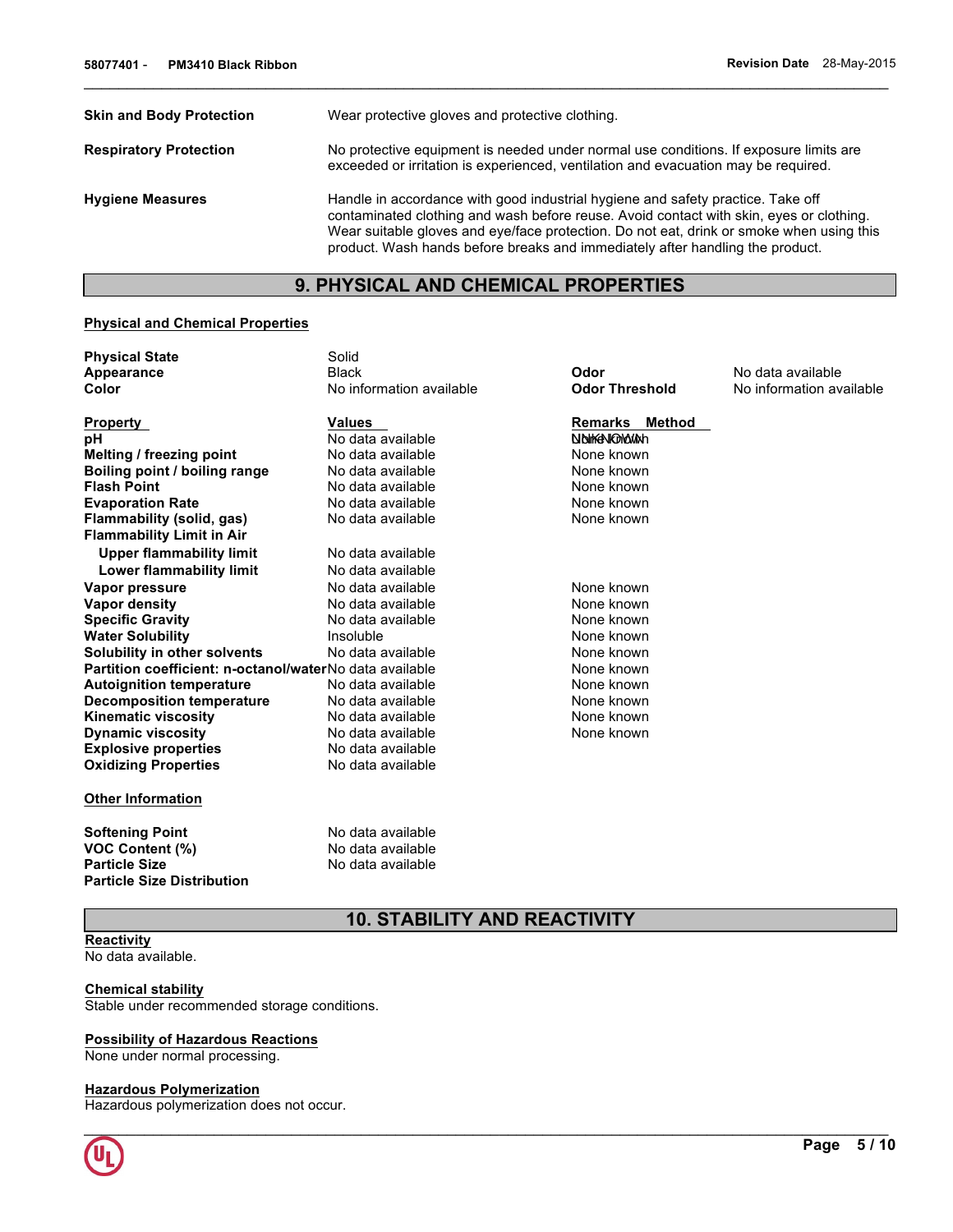| | |
|---|---|
| **Skin and Body Protection** | Wear protective gloves and protective clothing. |
| **Respiratory Protection** | No protective equipment is needed under normal use conditions. If exposure limits are exceeded or irritation is experienced, ventilation and evacuation may be required. |
| **Hygiene Measures** | Handle in accordance with good industrial hygiene and safety practice. Take off contaminated clothing and wash before reuse. Avoid contact with skin, eyes or clothing. Wear suitable gloves and eye/face protection. Do not eat, drink or smoke when using this product. Wash hands before breaks and immediately after handling the product. |

## 9. PHYSICAL AND CHEMICAL PROPERTIES

**Physical and Chemical Properties**

| | | | |
|---|---|---|---|
| **Physical State** | Solid | | |
| **Appearance** | Black | **Odor** | No data available |
| **Color** | No information available | **Odor Threshold** | No information available |

| **Property** | **Values** | **Remarks Method** |
|---|---|---|
| **pH** | No data available | None known UNKNOWN |
| **Melting / freezing point** | No data available | None known |
| **Boiling point / boiling range** | No data available | None known |
| **Flash Point** | No data available | None known |
| **Evaporation Rate** | No data available | None known |
| **Flammability (solid, gas)** | No data available | None known |
| **Flammability Limit in Air** | | |
| **Upper flammability limit** | No data available | |
| **Lower flammability limit** | No data available | |
| **Vapor pressure** | No data available | None known |
| **Vapor density** | No data available | None known |
| **Specific Gravity** | No data available | None known |
| **Water Solubility** | Insoluble | None known |
| **Solubility in other solvents** | No data available | None known |
| **Partition coefficient: n-octanol/water** | No data available | None known |
| **Autoignition temperature** | No data available | None known |
| **Decomposition temperature** | No data available | None known |
| **Kinematic viscosity** | No data available | None known |
| **Dynamic viscosity** | No data available | None known |
| **Explosive properties** | No data available | |
| **Oxidizing Properties** | No data available | |

**Other Information**

| | |
|---|---|
| **Softening Point** | No data available |
| **VOC Content (%)** | No data available |
| **Particle Size** | No data available |
| **Particle Size Distribution** | |

## 10. STABILITY AND REACTIVITY

**Reactivity**
No data available.

**Chemical stability**
Stable under recommended storage conditions.

**Possibility of Hazardous Reactions**
None under normal processing.

**Hazardous Polymerization**
Hazardous polymerization does not occur.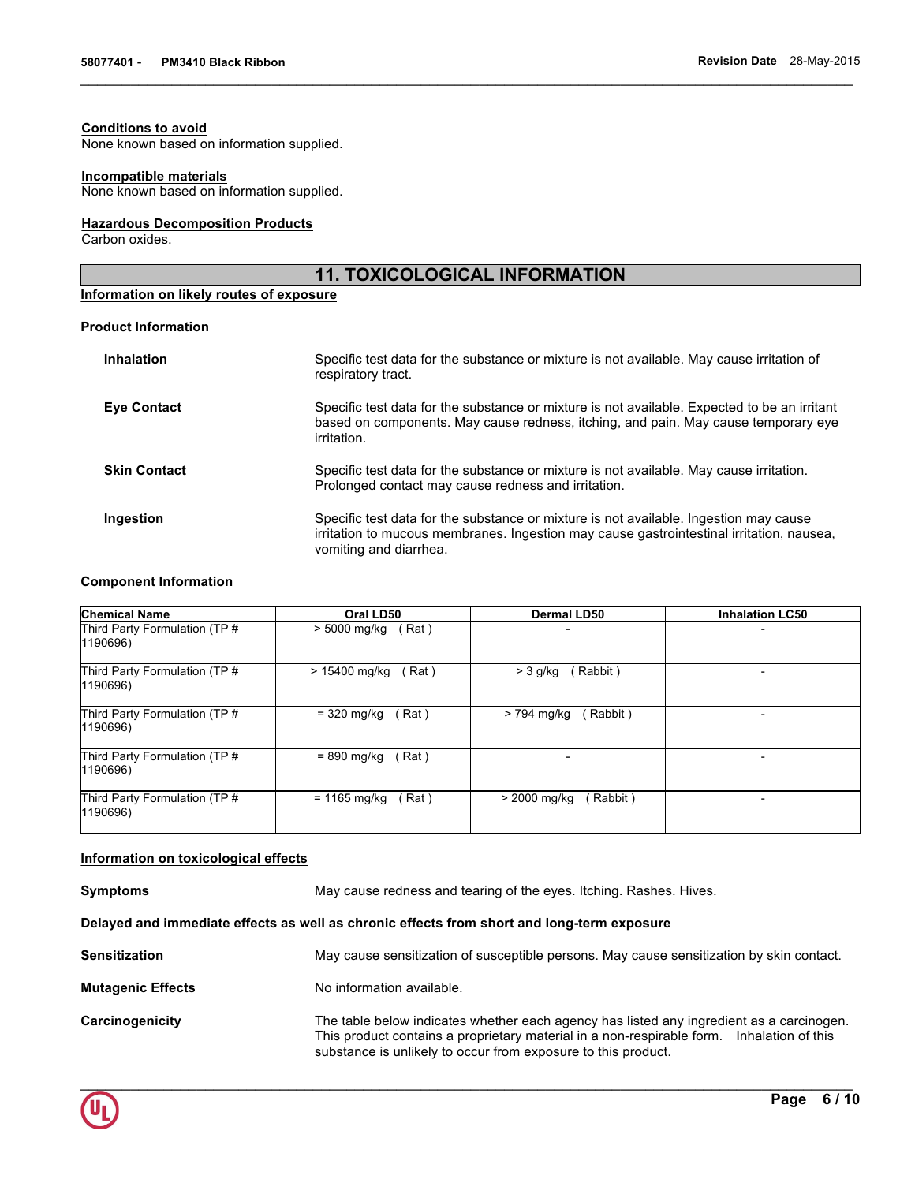**Conditions to avoid**
None known based on information supplied.

**Incompatible materials**
None known based on information supplied.

**Hazardous Decomposition Products**
Carbon oxides.

## 11. TOXICOLOGICAL INFORMATION

**Information on likely routes of exposure**

**Product Information**

**Inhalation** Specific test data for the substance or mixture is not available. May cause irritation of respiratory tract.

**Eye Contact** Specific test data for the substance or mixture is not available. Expected to be an irritant based on components. May cause redness, itching, and pain. May cause temporary eye irritation.

**Skin Contact** Specific test data for the substance or mixture is not available. May cause irritation. Prolonged contact may cause redness and irritation.

**Ingestion** Specific test data for the substance or mixture is not available. Ingestion may cause irritation to mucous membranes. Ingestion may cause gastrointestinal irritation, nausea, vomiting and diarrhea.

**Component Information**

| Chemical Name | Oral LD50 | Dermal LD50 | Inhalation LC50 |
|---|---|---|---|
| Third Party Formulation (TP # 1190696) | > 5000 mg/kg ( Rat ) | - | - |
| Third Party Formulation (TP # 1190696) | > 15400 mg/kg ( Rat ) | > 3 g/kg ( Rabbit ) | - |
| Third Party Formulation (TP # 1190696) | = 320 mg/kg ( Rat ) | > 794 mg/kg ( Rabbit ) | - |
| Third Party Formulation (TP # 1190696) | = 890 mg/kg ( Rat ) | - | - |
| Third Party Formulation (TP # 1190696) | = 1165 mg/kg ( Rat ) | > 2000 mg/kg ( Rabbit ) | - |

**Information on toxicological effects**

**Symptoms** May cause redness and tearing of the eyes. Itching. Rashes. Hives.

**Delayed and immediate effects as well as chronic effects from short and long-term exposure**

**Sensitization** May cause sensitization of susceptible persons. May cause sensitization by skin contact.

**Mutagenic Effects** No information available.

**Carcinogenicity** The table below indicates whether each agency has listed any ingredient as a carcinogen. This product contains a proprietary material in a non-respirable form. Inhalation of this substance is unlikely to occur from exposure to this product.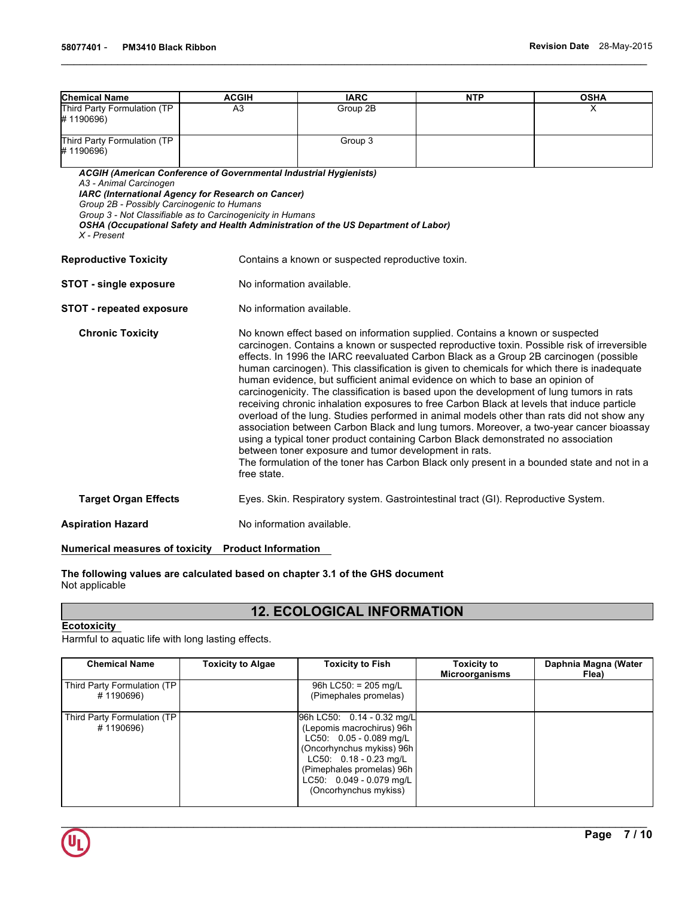| Chemical Name | ACGIH | IARC | NTP | OSHA |
|---|---|---|---|---|
| Third Party Formulation (TP # 1190696) | A3 | Group 2B | | X |
| Third Party Formulation (TP # 1190696) | | Group 3 | | |

***ACGIH (American Conference of Governmental Industrial Hygienists)***
*A3 - Animal Carcinogen*
***IARC (International Agency for Research on Cancer)***
*Group 2B - Possibly Carcinogenic to Humans*
*Group 3 - Not Classifiable as to Carcinogenicity in Humans*
***OSHA (Occupational Safety and Health Administration of the US Department of Labor)***
*X - Present*

**Reproductive Toxicity** Contains a known or suspected reproductive toxin.

**STOT - single exposure** No information available.

**STOT - repeated exposure** No information available.

**Chronic Toxicity** No known effect based on information supplied. Contains a known or suspected carcinogen. Contains a known or suspected reproductive toxin. Possible risk of irreversible effects. In 1996 the IARC reevaluated Carbon Black as a Group 2B carcinogen (possible human carcinogen). This classification is given to chemicals for which there is inadequate human evidence, but sufficient animal evidence on which to base an opinion of carcinogenicity. The classification is based upon the development of lung tumors in rats receiving chronic inhalation exposures to free Carbon Black at levels that induce particle overload of the lung. Studies performed in animal models other than rats did not show any association between Carbon Black and lung tumors. Moreover, a two-year cancer bioassay using a typical toner product containing Carbon Black demonstrated no association between toner exposure and tumor development in rats.
The formulation of the toner has Carbon Black only present in a bounded state and not in a free state.

**Target Organ Effects** Eyes. Skin. Respiratory system. Gastrointestinal tract (GI). Reproductive System.

**Aspiration Hazard** No information available.

**Numerical measures of toxicity Product Information**

**The following values are calculated based on chapter 3.1 of the GHS document**
Not applicable

## 12. ECOLOGICAL INFORMATION

**Ecotoxicity**
Harmful to aquatic life with long lasting effects.

| Chemical Name | Toxicity to Algae | Toxicity to Fish | Toxicity to Microorganisms | Daphnia Magna (Water Flea) |
|---|---|---|---|---|
| Third Party Formulation (TP # 1190696) | | 96h LC50: = 205 mg/L (Pimephales promelas) | | |
| Third Party Formulation (TP # 1190696) | | 96h LC50: 0.14 - 0.32 mg/L (Lepomis macrochirus) 96h LC50: 0.05 - 0.089 mg/L (Oncorhynchus mykiss) 96h LC50: 0.18 - 0.23 mg/L (Pimephales promelas) 96h LC50: 0.049 - 0.079 mg/L (Oncorhynchus mykiss) | | |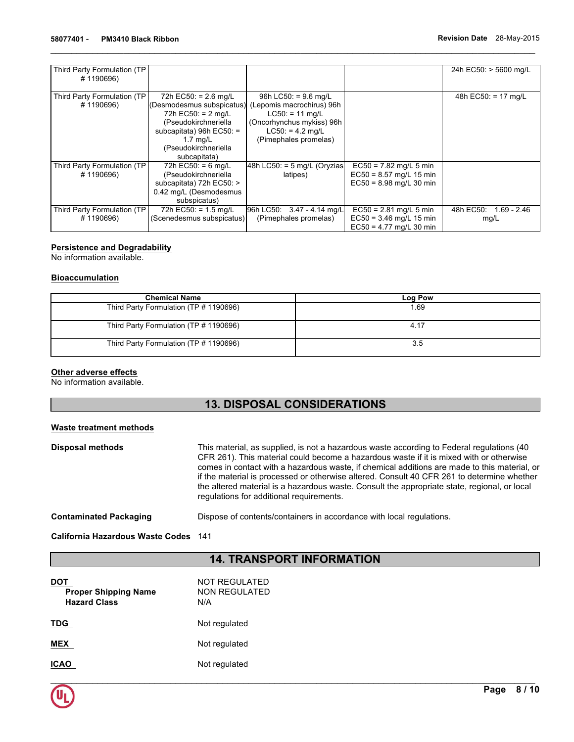| | | | | |
|---|---|---|---|---|
| Third Party Formulation (TP # 1190696) | | | | 24h EC50: > 5600 mg/L |
| Third Party Formulation (TP # 1190696) | 72h EC50: = 2.6 mg/L (Desmodesmus subspicatus) 72h EC50: = 2 mg/L (Pseudokirchneriella subcapitata) 96h EC50: = 1.7 mg/L (Pseudokirchneriella subcapitata) | 96h LC50: = 9.6 mg/L (Lepomis macrochirus) 96h LC50: = 11 mg/L (Oncorhynchus mykiss) 96h LC50: = 4.2 mg/L (Pimephales promelas) | | 48h EC50: = 17 mg/L |
| Third Party Formulation (TP # 1190696) | 72h EC50: = 6 mg/L (Pseudokirchneriella subcapitata) 72h EC50: > 0.42 mg/L (Desmodesmus subspicatus) | 48h LC50: = 5 mg/L (Oryzias latipes) | EC50 = 7.82 mg/L 5 min EC50 = 8.57 mg/L 15 min EC50 = 8.98 mg/L 30 min | |
| Third Party Formulation (TP # 1190696) | 72h EC50: = 1.5 mg/L (Scenedesmus subspicatus) | 96h LC50: 3.47 - 4.14 mg/L (Pimephales promelas) | EC50 = 2.81 mg/L 5 min EC50 = 3.46 mg/L 15 min EC50 = 4.77 mg/L 30 min | 48h EC50: 1.69 - 2.46 mg/L |

**Persistence and Degradability**

No information available.

**Bioaccumulation**

| Chemical Name | Log Pow |
|---|---|
| Third Party Formulation (TP # 1190696) | 1.69 |
| Third Party Formulation (TP # 1190696) | 4.17 |
| Third Party Formulation (TP # 1190696) | 3.5 |

**Other adverse effects**

No information available.

## 13. DISPOSAL CONSIDERATIONS

**Waste treatment methods**

**Disposal methods** This material, as supplied, is not a hazardous waste according to Federal regulations (40 CFR 261). This material could become a hazardous waste if it is mixed with or otherwise comes in contact with a hazardous waste, if chemical additions are made to this material, or if the material is processed or otherwise altered. Consult 40 CFR 261 to determine whether the altered material is a hazardous waste. Consult the appropriate state, regional, or local regulations for additional requirements.

**Contaminated Packaging** Dispose of contents/containers in accordance with local regulations.

**California Hazardous Waste Codes** 141

## 14. TRANSPORT INFORMATION

**DOT** NOT REGULATED

**Proper Shipping Name** NON REGULATED

**Hazard Class** N/A

**TDG** Not regulated

**MEX** Not regulated

**ICAO** Not regulated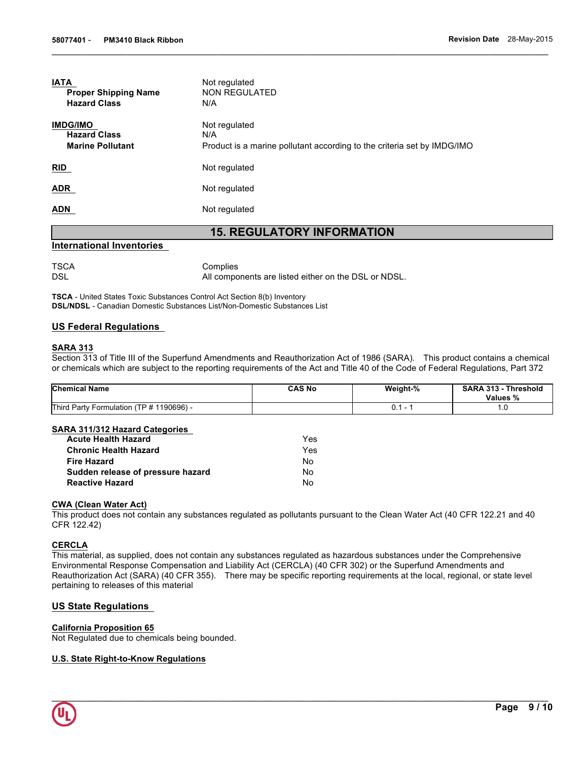**IATA** Not regulated

**Proper Shipping Name** NON REGULATED

**Hazard Class** N/A

**IMDG/IMO** Not regulated

**Hazard Class** N/A

**Marine Pollutant** Product is a marine pollutant according to the criteria set by IMDG/IMO

**RID** Not regulated

**ADR** Not regulated

**ADN** Not regulated

## 15. REGULATORY INFORMATION

### International Inventories

| | |
|---|---|
| TSCA | Complies |
| DSL | All components are listed either on the DSL or NDSL. |

**TSCA** - United States Toxic Substances Control Act Section 8(b) Inventory
**DSL/NDSL** - Canadian Domestic Substances List/Non-Domestic Substances List

### US Federal Regulations

**SARA 313**

Section 313 of Title III of the Superfund Amendments and Reauthorization Act of 1986 (SARA). This product contains a chemical or chemicals which are subject to the reporting requirements of the Act and Title 40 of the Code of Federal Regulations, Part 372

| Chemical Name | CAS No | Weight-% | SARA 313 - Threshold Values % |
|---|---|---|---|
| Third Party Formulation (TP # 1190696) - | | 0.1 - 1 | 1.0 |

**SARA 311/312 Hazard Categories**

| | |
|---|---|
| **Acute Health Hazard** | Yes |
| **Chronic Health Hazard** | Yes |
| **Fire Hazard** | No |
| **Sudden release of pressure hazard** | No |
| **Reactive Hazard** | No |

**CWA (Clean Water Act)**

This product does not contain any substances regulated as pollutants pursuant to the Clean Water Act (40 CFR 122.21 and 40 CFR 122.42)

**CERCLA**

This material, as supplied, does not contain any substances regulated as hazardous substances under the Comprehensive Environmental Response Compensation and Liability Act (CERCLA) (40 CFR 302) or the Superfund Amendments and Reauthorization Act (SARA) (40 CFR 355). There may be specific reporting requirements at the local, regional, or state level pertaining to releases of this material

### US State Regulations

**California Proposition 65**

Not Regulated due to chemicals being bounded.

**U.S. State Right-to-Know Regulations**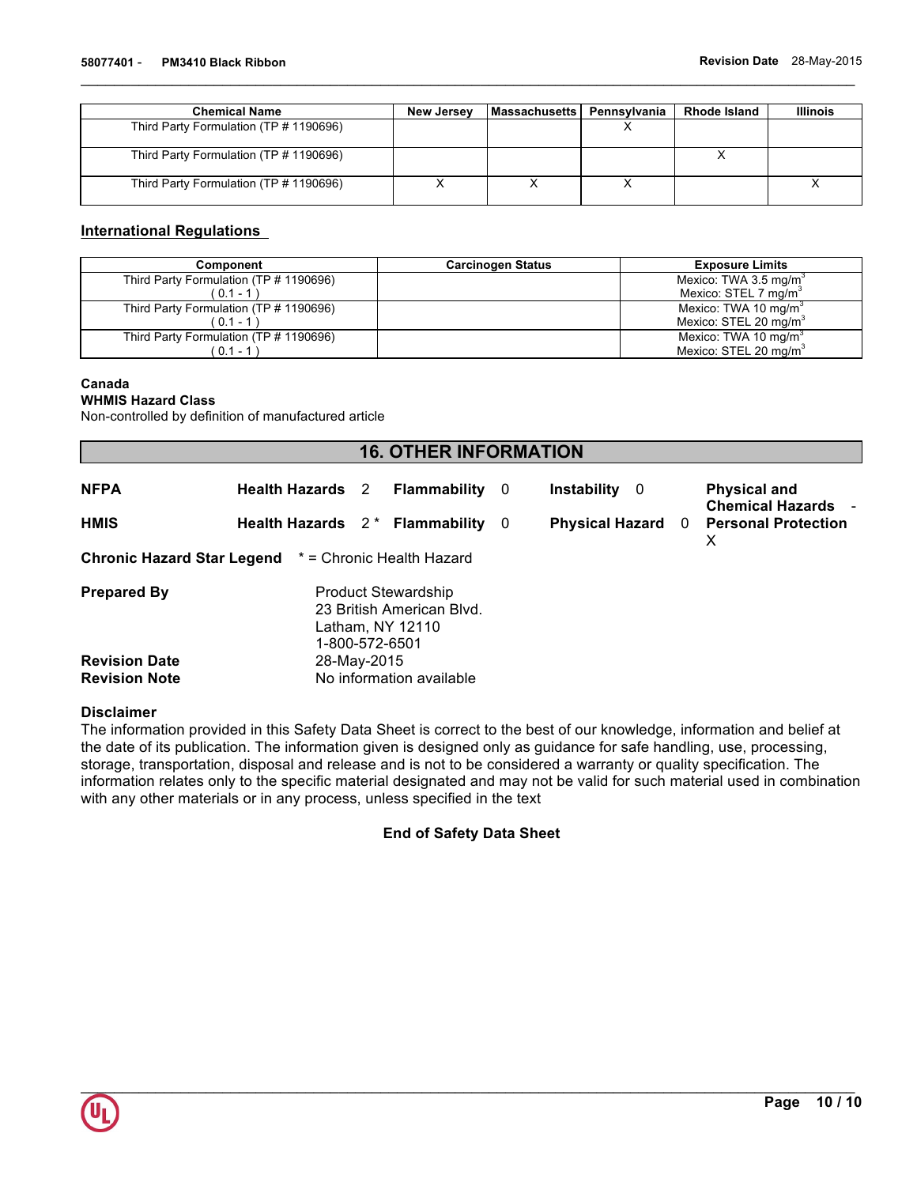| Chemical Name | New Jersey | Massachusetts | Pennsylvania | Rhode Island | Illinois |
|---|---|---|---|---|---|
| Third Party Formulation (TP # 1190696) | | | X | | |
| Third Party Formulation (TP # 1190696) | | | | X | |
| Third Party Formulation (TP # 1190696) | X | X | X | | X |

## International Regulations

| Component | Carcinogen Status | Exposure Limits |
|---|---|---|
| Third Party Formulation (TP # 1190696) ( 0.1 - 1 ) | | Mexico: TWA 3.5 mg/m$^3$ Mexico: STEL 7 mg/m$^3$ |
| Third Party Formulation (TP # 1190696) ( 0.1 - 1 ) | | Mexico: TWA 10 mg/m$^3$ Mexico: STEL 20 mg/m$^3$ |
| Third Party Formulation (TP # 1190696) ( 0.1 - 1 ) | | Mexico: TWA 10 mg/m$^3$ Mexico: STEL 20 mg/m$^3$ |

**Canada**

**WHMIS Hazard Class**

Non-controlled by definition of manufactured article

## 16. OTHER INFORMATION

| | | | | |
|---|---|---|---|---|
| **NFPA** | **Health Hazards** 2 | **Flammability** 0 | **Instability** 0 | **Physical and Chemical Hazards** - |
| **HMIS** | **Health Hazards** 2 * | **Flammability** 0 | **Physical Hazard** 0 | **Personal Protection** X |

**Chronic Hazard Star Legend** * = Chronic Health Hazard

**Prepared By**
Product Stewardship
23 British American Blvd.
Latham, NY 12110
1-800-572-6501

**Revision Date** 28-May-2015

**Revision Note** No information available

**Disclaimer**

The information provided in this Safety Data Sheet is correct to the best of our knowledge, information and belief at the date of its publication. The information given is designed only as guidance for safe handling, use, processing, storage, transportation, disposal and release and is not to be considered a warranty or quality specification. The information relates only to the specific material designated and may not be valid for such material used in combination with any other materials or in any process, unless specified in the text

**End of Safety Data Sheet**